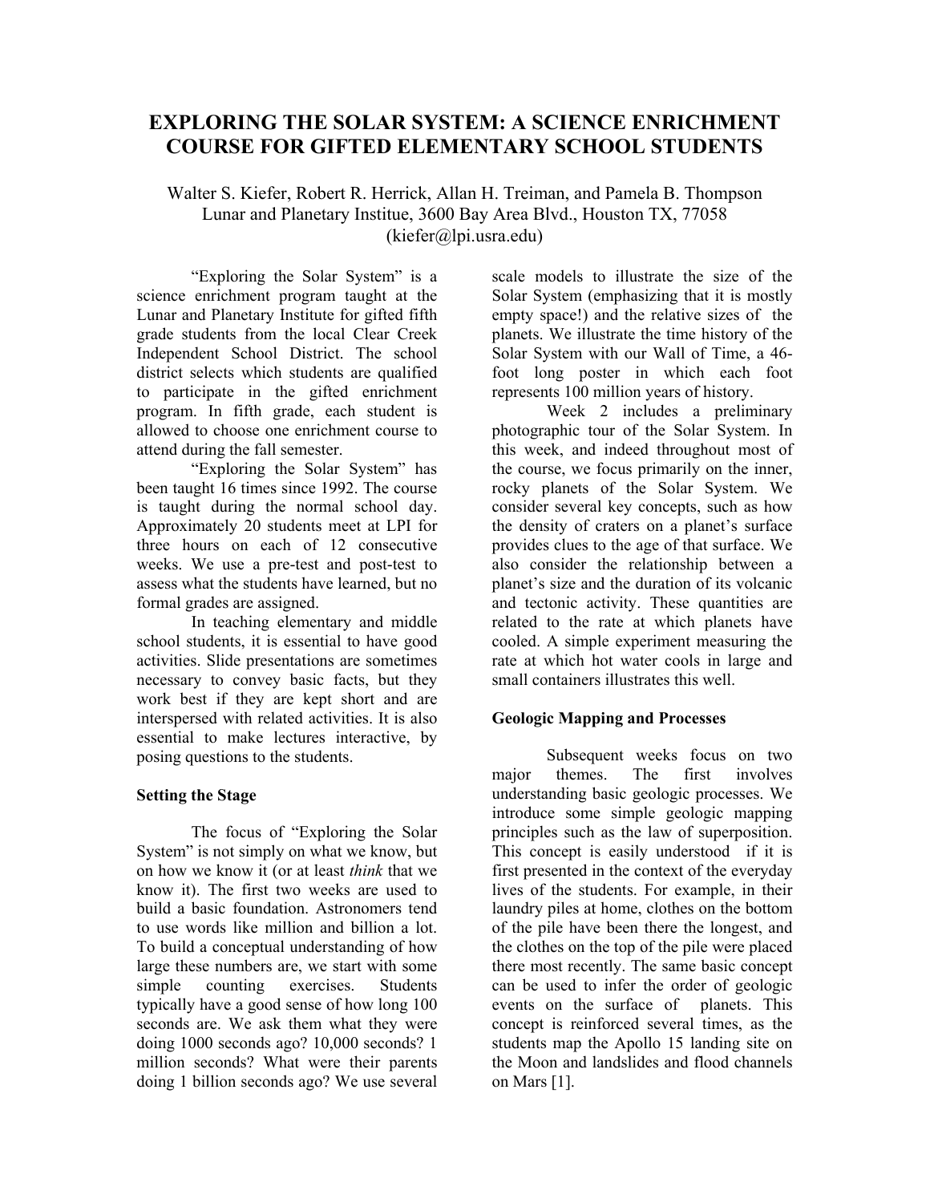# EXPLORING THE SOLAR SYSTEM: A SCIENCE ENRICHMENT COURSE FOR GIFTED ELEMENTARY SCHOOL STUDENTS

Walter S. Kiefer, Robert R. Herrick, Allan H. Treiman, and Pamela B. Thompson
Lunar and Planetary Institue, 3600 Bay Area Blvd., Houston TX, 77058
(kiefer@lpi.usra.edu)

"Exploring the Solar System" is a science enrichment program taught at the Lunar and Planetary Institute for gifted fifth grade students from the local Clear Creek Independent School District. The school district selects which students are qualified to participate in the gifted enrichment program. In fifth grade, each student is allowed to choose one enrichment course to attend during the fall semester.

"Exploring the Solar System" has been taught 16 times since 1992. The course is taught during the normal school day. Approximately 20 students meet at LPI for three hours on each of 12 consecutive weeks. We use a pre-test and post-test to assess what the students have learned, but no formal grades are assigned.

In teaching elementary and middle school students, it is essential to have good activities. Slide presentations are sometimes necessary to convey basic facts, but they work best if they are kept short and are interspersed with related activities. It is also essential to make lectures interactive, by posing questions to the students.

**Setting the Stage**

The focus of "Exploring the Solar System" is not simply on what we know, but on how we know it (or at least *think* that we know it). The first two weeks are used to build a basic foundation. Astronomers tend to use words like million and billion a lot. To build a conceptual understanding of how large these numbers are, we start with some simple counting exercises. Students typically have a good sense of how long 100 seconds are. We ask them what they were doing 1000 seconds ago? 10,000 seconds? 1 million seconds? What were their parents doing 1 billion seconds ago? We use several scale models to illustrate the size of the Solar System (emphasizing that it is mostly empty space!) and the relative sizes of the planets. We illustrate the time history of the Solar System with our Wall of Time, a 46-foot long poster in which each foot represents 100 million years of history.

Week 2 includes a preliminary photographic tour of the Solar System. In this week, and indeed throughout most of the course, we focus primarily on the inner, rocky planets of the Solar System. We consider several key concepts, such as how the density of craters on a planet's surface provides clues to the age of that surface. We also consider the relationship between a planet's size and the duration of its volcanic and tectonic activity. These quantities are related to the rate at which planets have cooled. A simple experiment measuring the rate at which hot water cools in large and small containers illustrates this well.

**Geologic Mapping and Processes**

Subsequent weeks focus on two major themes. The first involves understanding basic geologic processes. We introduce some simple geologic mapping principles such as the law of superposition. This concept is easily understood if it is first presented in the context of the everyday lives of the students. For example, in their laundry piles at home, clothes on the bottom of the pile have been there the longest, and the clothes on the top of the pile were placed there most recently. The same basic concept can be used to infer the order of geologic events on the surface of planets. This concept is reinforced several times, as the students map the Apollo 15 landing site on the Moon and landslides and flood channels on Mars [1].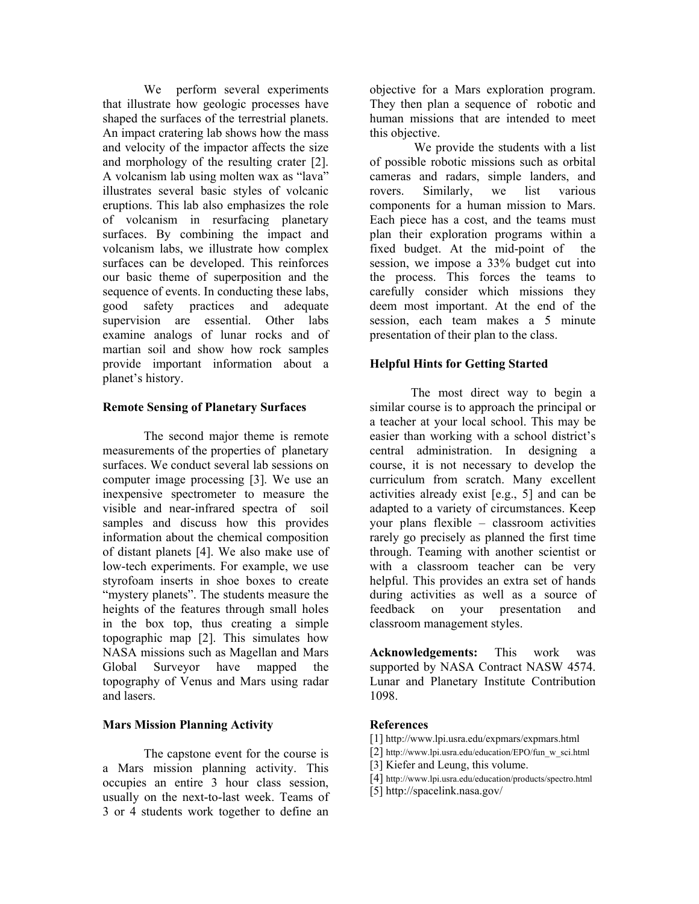We perform several experiments that illustrate how geologic processes have shaped the surfaces of the terrestrial planets. An impact cratering lab shows how the mass and velocity of the impactor affects the size and morphology of the resulting crater [2]. A volcanism lab using molten wax as "lava" illustrates several basic styles of volcanic eruptions. This lab also emphasizes the role of volcanism in resurfacing planetary surfaces. By combining the impact and volcanism labs, we illustrate how complex surfaces can be developed. This reinforces our basic theme of superposition and the sequence of events. In conducting these labs, good safety practices and adequate supervision are essential. Other labs examine analogs of lunar rocks and of martian soil and show how rock samples provide important information about a planet's history.

**Remote Sensing of Planetary Surfaces**

The second major theme is remote measurements of the properties of planetary surfaces. We conduct several lab sessions on computer image processing [3]. We use an inexpensive spectrometer to measure the visible and near-infrared spectra of soil samples and discuss how this provides information about the chemical composition of distant planets [4]. We also make use of low-tech experiments. For example, we use styrofoam inserts in shoe boxes to create "mystery planets". The students measure the heights of the features through small holes in the box top, thus creating a simple topographic map [2]. This simulates how NASA missions such as Magellan and Mars Global Surveyor have mapped the topography of Venus and Mars using radar and lasers.

**Mars Mission Planning Activity**

The capstone event for the course is a Mars mission planning activity. This occupies an entire 3 hour class session, usually on the next-to-last week. Teams of 3 or 4 students work together to define an objective for a Mars exploration program. They then plan a sequence of robotic and human missions that are intended to meet this objective.

We provide the students with a list of possible robotic missions such as orbital cameras and radars, simple landers, and rovers. Similarly, we list various components for a human mission to Mars. Each piece has a cost, and the teams must plan their exploration programs within a fixed budget. At the mid-point of the session, we impose a 33% budget cut into the process. This forces the teams to carefully consider which missions they deem most important. At the end of the session, each team makes a 5 minute presentation of their plan to the class.

**Helpful Hints for Getting Started**

The most direct way to begin a similar course is to approach the principal or a teacher at your local school. This may be easier than working with a school district's central administration. In designing a course, it is not necessary to develop the curriculum from scratch. Many excellent activities already exist [e.g., 5] and can be adapted to a variety of circumstances. Keep your plans flexible – classroom activities rarely go precisely as planned the first time through. Teaming with another scientist or with a classroom teacher can be very helpful. This provides an extra set of hands during activities as well as a source of feedback on your presentation and classroom management styles.

**Acknowledgements:** This work was supported by NASA Contract NASW 4574. Lunar and Planetary Institute Contribution 1098.

**References**

[1] http://www.lpi.usra.edu/expmars/expmars.html
[2] http://www.lpi.usra.edu/education/EPO/fun_w_sci.html
[3] Kiefer and Leung, this volume.
[4] http://www.lpi.usra.edu/education/products/spectro.html
[5] http://spacelink.nasa.gov/